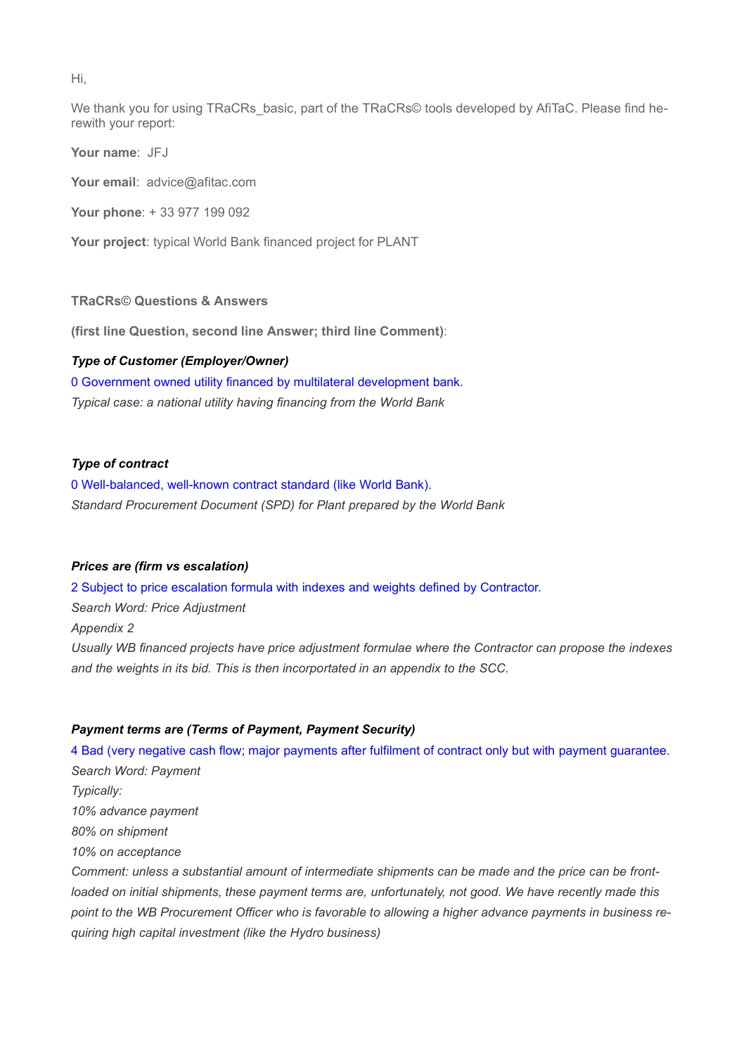Hi,

We thank you for using TRaCRs_basic, part of the TRaCRs© tools developed by AfiTaC. Please find herewith your report:

**Your name**: JFJ

**Your email**: advice@afitac.com

**Your phone**: + 33 977 199 092

**Your project**: typical World Bank financed project for PLANT

**TRaCRs© Questions & Answers**

**(first line Question, second line Answer; third line Comment)**:

***Type of Customer (Employer/Owner)***

0 Government owned utility financed by multilateral development bank.

*Typical case: a national utility having financing from the World Bank*

***Type of contract***

0 Well-balanced, well-known contract standard (like World Bank).

*Standard Procurement Document (SPD) for Plant prepared by the World Bank*

***Prices are (firm vs escalation)***

2 Subject to price escalation formula with indexes and weights defined by Contractor.

*Search Word: Price Adjustment*

*Appendix 2*

*Usually WB financed projects have price adjustment formulae where the Contractor can propose the indexes and the weights in its bid. This is then incorportated in an appendix to the SCC.*

***Payment terms are (Terms of Payment, Payment Security)***

4 Bad (very negative cash flow; major payments after fulfilment of contract only but with payment guarantee.

*Search Word: Payment*

*Typically:*

*10% advance payment*

*80% on shipment*

*10% on acceptance*

*Comment: unless a substantial amount of intermediate shipments can be made and the price can be front-loaded on initial shipments, these payment terms are, unfortunately, not good. We have recently made this point to the WB Procurement Officer who is favorable to allowing a higher advance payments in business requiring high capital investment (like the Hydro business)*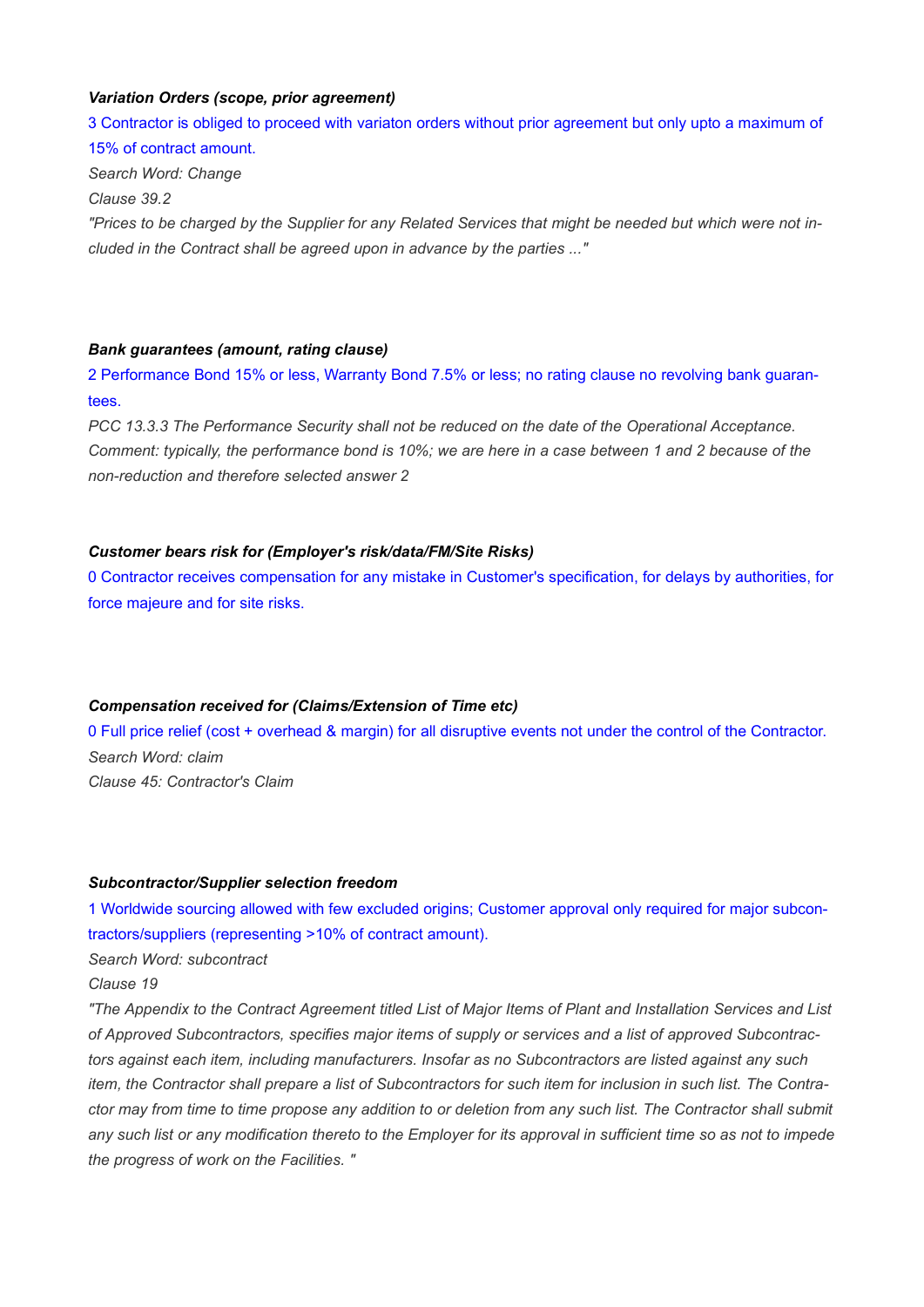***Variation Orders (scope, prior agreement)***

3 Contractor is obliged to proceed with variaton orders without prior agreement but only upto a maximum of 15% of contract amount.

*Search Word: Change*

*Clause 39.2*

*"Prices to be charged by the Supplier for any Related Services that might be needed but which were not included in the Contract shall be agreed upon in advance by the parties ..."*

***Bank guarantees (amount, rating clause)***

2 Performance Bond 15% or less, Warranty Bond 7.5% or less; no rating clause no revolving bank guarantees.

*PCC 13.3.3 The Performance Security shall not be reduced on the date of the Operational Acceptance.*

*Comment: typically, the performance bond is 10%; we are here in a case between 1 and 2 because of the non-reduction and therefore selected answer 2*

***Customer bears risk for (Employer's risk/data/FM/Site Risks)***

0 Contractor receives compensation for any mistake in Customer's specification, for delays by authorities, for force majeure and for site risks.

***Compensation received for (Claims/Extension of Time etc)***

0 Full price relief (cost + overhead & margin) for all disruptive events not under the control of the Contractor.

*Search Word: claim*

*Clause 45: Contractor's Claim*

***Subcontractor/Supplier selection freedom***

1 Worldwide sourcing allowed with few excluded origins; Customer approval only required for major subcontractors/suppliers (representing >10% of contract amount).

*Search Word: subcontract*

*Clause 19*

*"The Appendix to the Contract Agreement titled List of Major Items of Plant and Installation Services and List of Approved Subcontractors, specifies major items of supply or services and a list of approved Subcontractors against each item, including manufacturers. Insofar as no Subcontractors are listed against any such item, the Contractor shall prepare a list of Subcontractors for such item for inclusion in such list. The Contractor may from time to time propose any addition to or deletion from any such list. The Contractor shall submit any such list or any modification thereto to the Employer for its approval in sufficient time so as not to impede the progress of work on the Facilities. "*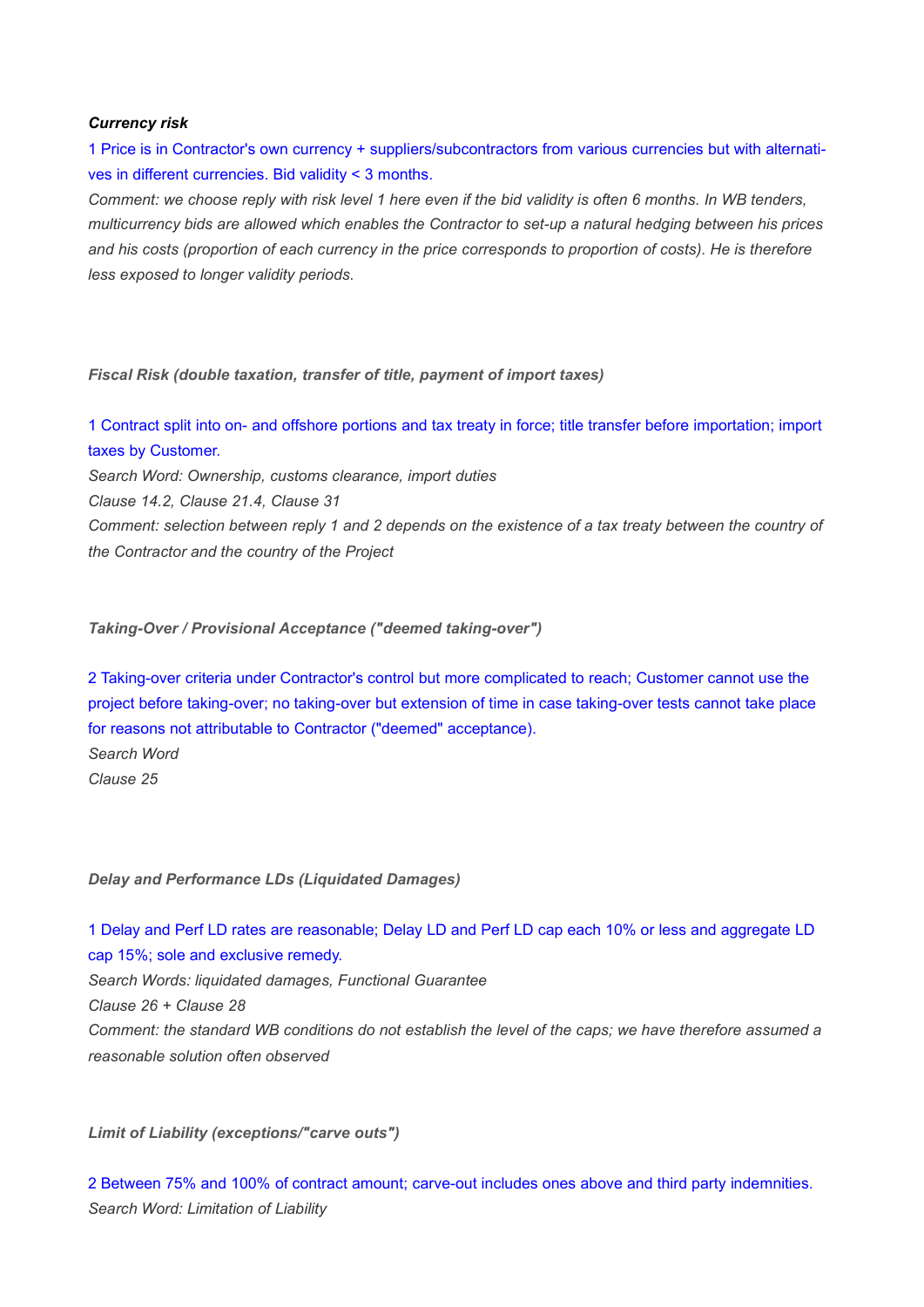***Currency risk***

1 Price is in Contractor's own currency + suppliers/subcontractors from various currencies but with alternatives in different currencies. Bid validity < 3 months.

*Comment: we choose reply with risk level 1 here even if the bid validity is often 6 months. In WB tenders, multicurrency bids are allowed which enables the Contractor to set-up a natural hedging between his prices and his costs (proportion of each currency in the price corresponds to proportion of costs). He is therefore less exposed to longer validity periods.*

***Fiscal Risk (double taxation, transfer of title, payment of import taxes)***

1 Contract split into on- and offshore portions and tax treaty in force; title transfer before importation; import taxes by Customer.

*Search Word: Ownership, customs clearance, import duties*

*Clause 14.2, Clause 21.4, Clause 31*

*Comment: selection between reply 1 and 2 depends on the existence of a tax treaty between the country of the Contractor and the country of the Project*

***Taking-Over / Provisional Acceptance ("deemed taking-over")***

2 Taking-over criteria under Contractor's control but more complicated to reach; Customer cannot use the project before taking-over; no taking-over but extension of time in case taking-over tests cannot take place for reasons not attributable to Contractor ("deemed" acceptance).

*Search Word*

*Clause 25*

***Delay and Performance LDs (Liquidated Damages)***

1 Delay and Perf LD rates are reasonable; Delay LD and Perf LD cap each 10% or less and aggregate LD cap 15%; sole and exclusive remedy.

*Search Words: liquidated damages, Functional Guarantee*

*Clause 26 + Clause 28*

*Comment: the standard WB conditions do not establish the level of the caps; we have therefore assumed a reasonable solution often observed*

***Limit of Liability (exceptions/"carve outs")***

2 Between 75% and 100% of contract amount; carve-out includes ones above and third party indemnities.

*Search Word: Limitation of Liability*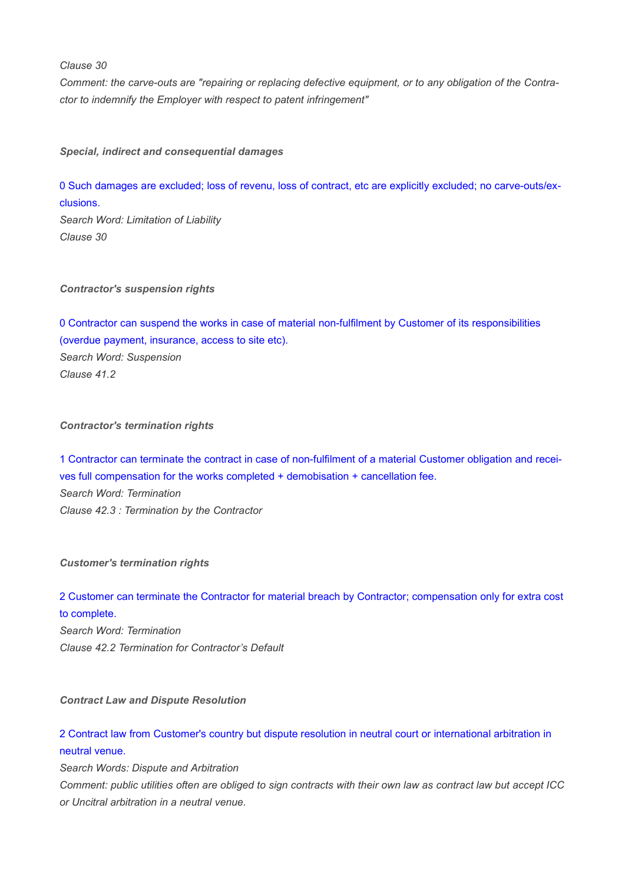*Clause 30*

*Comment: the carve-outs are "repairing or replacing defective equipment, or to any obligation of the Contractor to indemnify the Employer with respect to patent infringement"*

***Special, indirect and consequential damages***

0 Such damages are excluded; loss of revenu, loss of contract, etc are explicitly excluded; no carve-outs/exclusions.

*Search Word: Limitation of Liability*

*Clause 30*

***Contractor's suspension rights***

0 Contractor can suspend the works in case of material non-fulfilment by Customer of its responsibilities (overdue payment, insurance, access to site etc).

*Search Word: Suspension*

*Clause 41.2*

***Contractor's termination rights***

1 Contractor can terminate the contract in case of non-fulfilment of a material Customer obligation and receives full compensation for the works completed + demobisation + cancellation fee.

*Search Word: Termination*

*Clause 42.3 : Termination by the Contractor*

***Customer's termination rights***

2 Customer can terminate the Contractor for material breach by Contractor; compensation only for extra cost to complete.

*Search Word: Termination*

*Clause 42.2 Termination for Contractor's Default*

***Contract Law and Dispute Resolution***

2 Contract law from Customer's country but dispute resolution in neutral court or international arbitration in neutral venue.

*Search Words: Dispute and Arbitration*

*Comment: public utilities often are obliged to sign contracts with their own law as contract law but accept ICC or Uncitral arbitration in a neutral venue.*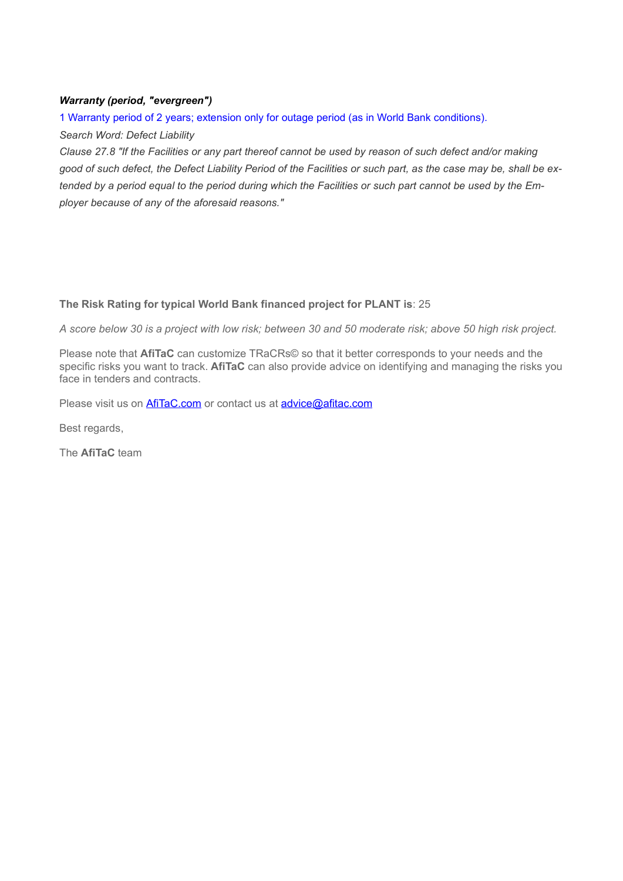***Warranty (period, "evergreen")***

1 Warranty period of 2 years; extension only for outage period (as in World Bank conditions).

*Search Word: Defect Liability*

*Clause 27.8 "If the Facilities or any part thereof cannot be used by reason of such defect and/or making good of such defect, the Defect Liability Period of the Facilities or such part, as the case may be, shall be extended by a period equal to the period during which the Facilities or such part cannot be used by the Employer because of any of the aforesaid reasons."*

**The Risk Rating for typical World Bank financed project for PLANT is**: 25

*A score below 30 is a project with low risk; between 30 and 50 moderate risk; above 50 high risk project.*

Please note that **AfiTaC** can customize TRaCRs© so that it better corresponds to your needs and the specific risks you want to track. **AfiTaC** can also provide advice on identifying and managing the risks you face in tenders and contracts.

Please visit us on [AfiTaC.com](AfiTaC.com) or contact us at [advice@afitac.com](mailto:advice@afitac.com)

Best regards,

The **AfiTaC** team